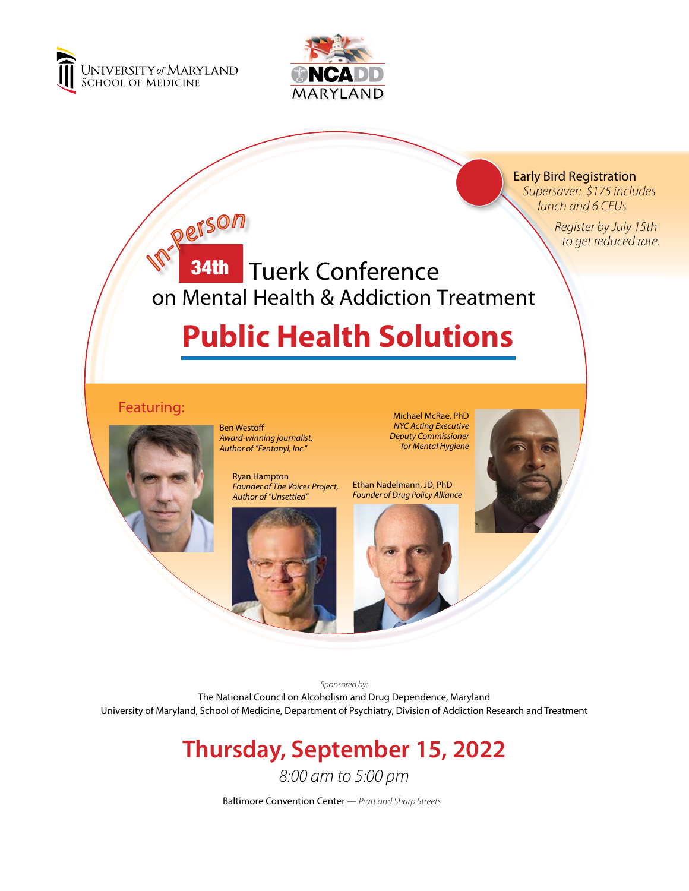University of Maryland School of Medicine

NCADD Maryland

Early Bird Registration

*Supersaver: $175 includes lunch and 6 CEUs*

*Register by July 15th to get reduced rate.*

*In-Person*

# 34th Tuerk Conference on Mental Health & Addiction Treatment

# Public Health Solutions

## Featuring:

Ben Westoff
*Award-winning journalist, Author of "Fentanyl, Inc."*

Michael McRae, PhD
*NYC Acting Executive Deputy Commissioner for Mental Hygiene*

Ryan Hampton
*Founder of The Voices Project, Author of "Unsettled"*

Ethan Nadelmann, JD, PhD
*Founder of Drug Policy Alliance*

*Sponsored by:*

The National Council on Alcoholism and Drug Dependence, Maryland

University of Maryland, School of Medicine, Department of Psychiatry, Division of Addiction Research and Treatment

## Thursday, September 15, 2022

*8:00 am to 5:00 pm*

Baltimore Convention Center — *Pratt and Sharp Streets*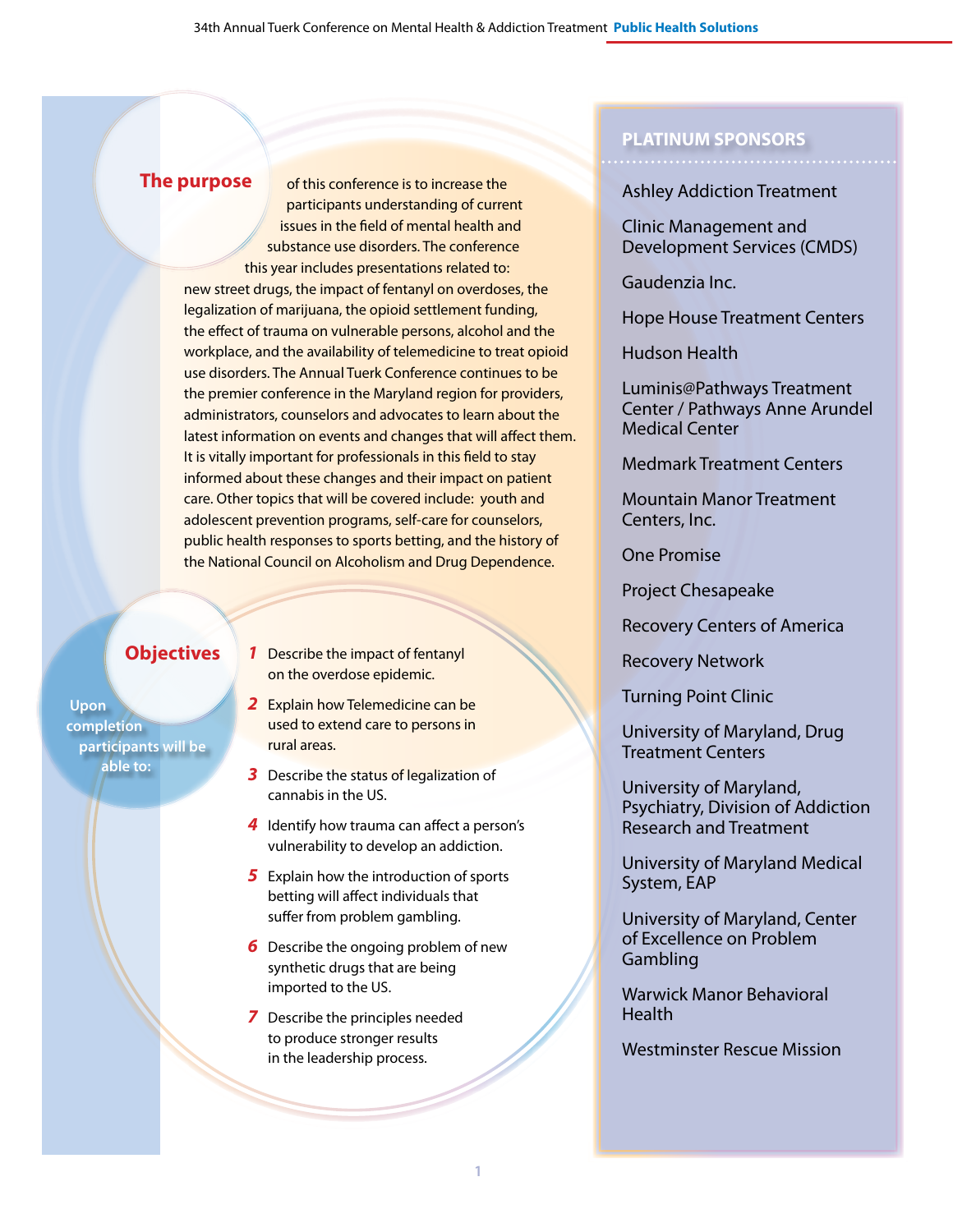## The purpose

of this conference is to increase the participants understanding of current issues in the field of mental health and substance use disorders. The conference this year includes presentations related to: new street drugs, the impact of fentanyl on overdoses, the legalization of marijuana, the opioid settlement funding, the effect of trauma on vulnerable persons, alcohol and the workplace, and the availability of telemedicine to treat opioid use disorders. The Annual Tuerk Conference continues to be the premier conference in the Maryland region for providers, administrators, counselors and advocates to learn about the latest information on events and changes that will affect them. It is vitally important for professionals in this field to stay informed about these changes and their impact on patient care. Other topics that will be covered include: youth and adolescent prevention programs, self-care for counselors, public health responses to sports betting, and the history of the National Council on Alcoholism and Drug Dependence.

## Objectives

Upon completion participants will be able to:

1. Describe the impact of fentanyl on the overdose epidemic.
2. Explain how Telemedicine can be used to extend care to persons in rural areas.
3. Describe the status of legalization of cannabis in the US.
4. Identify how trauma can affect a person's vulnerability to develop an addiction.
5. Explain how the introduction of sports betting will affect individuals that suffer from problem gambling.
6. Describe the ongoing problem of new synthetic drugs that are being imported to the US.
7. Describe the principles needed to produce stronger results in the leadership process.

## PLATINUM SPONSORS

- Ashley Addiction Treatment
- Clinic Management and Development Services (CMDS)
- Gaudenzia Inc.
- Hope House Treatment Centers
- Hudson Health
- Luminis@Pathways Treatment Center / Pathways Anne Arundel Medical Center
- Medmark Treatment Centers
- Mountain Manor Treatment Centers, Inc.
- One Promise
- Project Chesapeake
- Recovery Centers of America
- Recovery Network
- Turning Point Clinic
- University of Maryland, Drug Treatment Centers
- University of Maryland, Psychiatry, Division of Addiction Research and Treatment
- University of Maryland Medical System, EAP
- University of Maryland, Center of Excellence on Problem Gambling
- Warwick Manor Behavioral Health
- Westminster Rescue Mission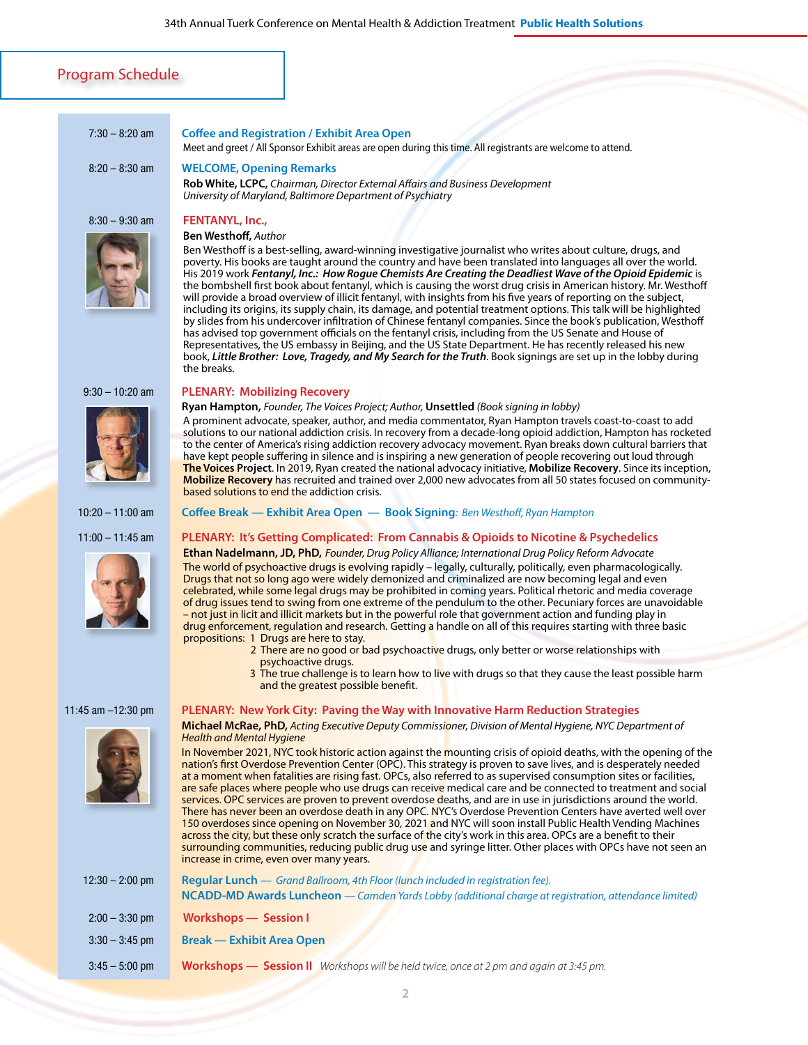## Program Schedule

**7:30 – 8:20 am**
### Coffee and Registration / Exhibit Area Open
Meet and greet / All Sponsor Exhibit areas are open during this time. All registrants are welcome to attend.

**8:20 – 8:30 am**
### WELCOME, Opening Remarks
**Rob White, LCPC,** *Chairman, Director External Affairs and Business Development University of Maryland, Baltimore Department of Psychiatry*

**8:30 – 9:30 am**
### FENTANYL, Inc.,
**Ben Westhoff,** *Author*

Ben Westhoff is a best-selling, award-winning investigative journalist who writes about culture, drugs, and poverty. His books are taught around the country and have been translated into languages all over the world. His 2019 work ***Fentanyl, Inc.: How Rogue Chemists Are Creating the Deadliest Wave of the Opioid Epidemic*** is the bombshell first book about fentanyl, which is causing the worst drug crisis in American history. Mr. Westhoff will provide a broad overview of illicit fentanyl, with insights from his five years of reporting on the subject, including its origins, its supply chain, its damage, and potential treatment options. This talk will be highlighted by slides from his undercover infiltration of Chinese fentanyl companies. Since the book's publication, Westhoff has advised top government officials on the fentanyl crisis, including from the US Senate and House of Representatives, the US embassy in Beijing, and the US State Department. He has recently released his new book, ***Little Brother: Love, Tragedy, and My Search for the Truth***. Book signings are set up in the lobby during the breaks.

**9:30 – 10:20 am**
### PLENARY: Mobilizing Recovery
**Ryan Hampton,** *Founder, The Voices Project; Author,* **Unsettled** *(Book signing in lobby)*

A prominent advocate, speaker, author, and media commentator, Ryan Hampton travels coast-to-coast to add solutions to our national addiction crisis. In recovery from a decade-long opioid addiction, Hampton has rocketed to the center of America's rising addiction recovery advocacy movement. Ryan breaks down cultural barriers that have kept people suffering in silence and is inspiring a new generation of people recovering out loud through **The Voices Project**. In 2019, Ryan created the national advocacy initiative, **Mobilize Recovery**. Since its inception, **Mobilize Recovery** has recruited and trained over 2,000 new advocates from all 50 states focused on community-based solutions to end the addiction crisis.

**10:20 – 11:00 am**
### Coffee Break — Exhibit Area Open — Book Signing: *Ben Westhoff, Ryan Hampton*

**11:00 – 11:45 am**
### PLENARY: It's Getting Complicated: From Cannabis & Opioids to Nicotine & Psychedelics
**Ethan Nadelmann, JD, PhD,** *Founder, Drug Policy Alliance; International Drug Policy Reform Advocate*

The world of psychoactive drugs is evolving rapidly – legally, culturally, politically, even pharmacologically. Drugs that not so long ago were widely demonized and criminalized are now becoming legal and even celebrated, while some legal drugs may be prohibited in coming years. Political rhetoric and media coverage of drug issues tend to swing from one extreme of the pendulum to the other. Pecuniary forces are unavoidable – not just in licit and illicit markets but in the powerful role that government action and funding play in drug enforcement, regulation and research. Getting a handle on all of this requires starting with three basic propositions:

1. Drugs are here to stay.
2. There are no good or bad psychoactive drugs, only better or worse relationships with psychoactive drugs.
3. The true challenge is to learn how to live with drugs so that they cause the least possible harm and the greatest possible benefit.

**11:45 am –12:30 pm**
### PLENARY: New York City: Paving the Way with Innovative Harm Reduction Strategies
**Michael McRae, PhD,** *Acting Executive Deputy Commissioner, Division of Mental Hygiene, NYC Department of Health and Mental Hygiene*

In November 2021, NYC took historic action against the mounting crisis of opioid deaths, with the opening of the nation's first Overdose Prevention Center (OPC). This strategy is proven to save lives, and is desperately needed at a moment when fatalities are rising fast. OPCs, also referred to as supervised consumption sites or facilities, are safe places where people who use drugs can receive medical care and be connected to treatment and social services. OPC services are proven to prevent overdose deaths, and are in use in jurisdictions around the world. There has never been an overdose death in any OPC. NYC's Overdose Prevention Centers have averted well over 150 overdoses since opening on November 30, 2021 and NYC will soon install Public Health Vending Machines across the city, but these only scratch the surface of the city's work in this area. OPCs are a benefit to their surrounding communities, reducing public drug use and syringe litter. Other places with OPCs have not seen an increase in crime, even over many years.

**12:30 – 2:00 pm**
### Regular Lunch — *Grand Ballroom, 4th Floor (lunch included in registration fee).*
### NCADD-MD Awards Luncheon — *Camden Yards Lobby (additional charge at registration, attendance limited)*

**2:00 – 3:30 pm**
### Workshops — Session I

**3:30 – 3:45 pm**
### Break — Exhibit Area Open

**3:45 – 5:00 pm**
### Workshops — Session II
*Workshops will be held twice, once at 2 pm and again at 3:45 pm.*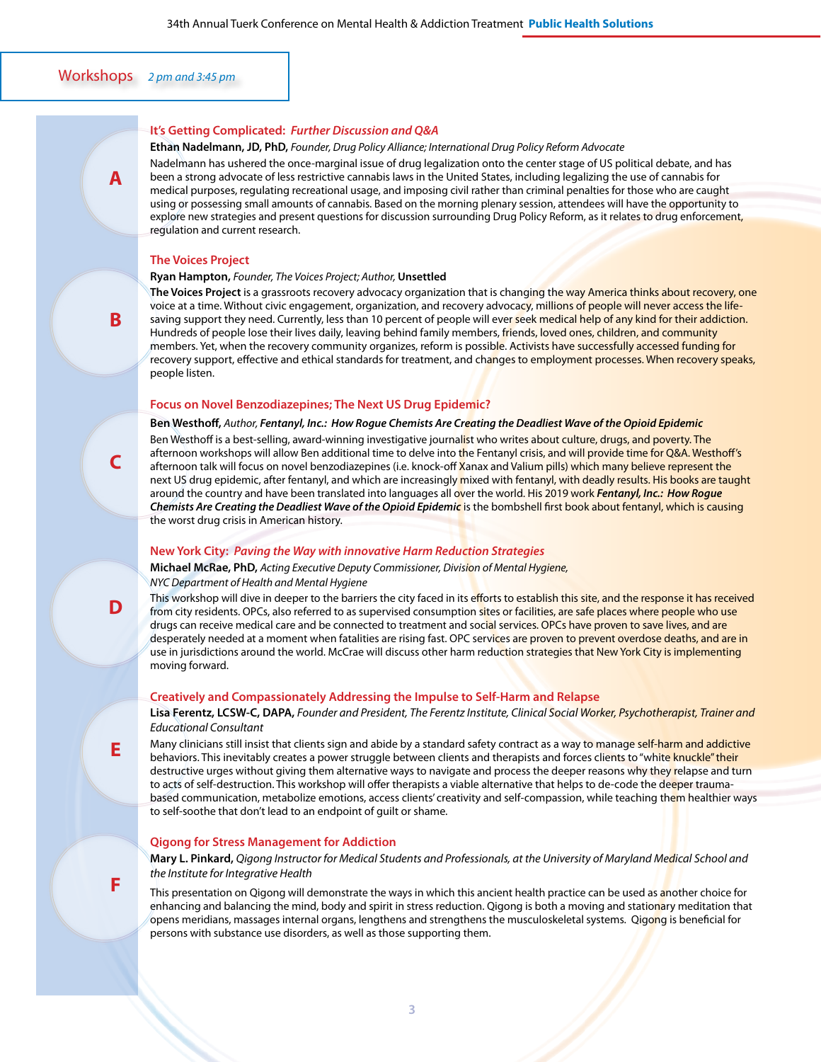## Workshops *2 pm and 3:45 pm*

### A

### It's Getting Complicated: *Further Discussion and Q&A*

**Ethan Nadelmann, JD, PhD,** *Founder, Drug Policy Alliance; International Drug Policy Reform Advocate*

Nadelmann has ushered the once-marginal issue of drug legalization onto the center stage of US political debate, and has been a strong advocate of less restrictive cannabis laws in the United States, including legalizing the use of cannabis for medical purposes, regulating recreational usage, and imposing civil rather than criminal penalties for those who are caught using or possessing small amounts of cannabis. Based on the morning plenary session, attendees will have the opportunity to explore new strategies and present questions for discussion surrounding Drug Policy Reform, as it relates to drug enforcement, regulation and current research.

### B

### The Voices Project

**Ryan Hampton,** *Founder, The Voices Project; Author,* **Unsettled**

**The Voices Project** is a grassroots recovery advocacy organization that is changing the way America thinks about recovery, one voice at a time. Without civic engagement, organization, and recovery advocacy, millions of people will never access the life-saving support they need. Currently, less than 10 percent of people will ever seek medical help of any kind for their addiction. Hundreds of people lose their lives daily, leaving behind family members, friends, loved ones, children, and community members. Yet, when the recovery community organizes, reform is possible. Activists have successfully accessed funding for recovery support, effective and ethical standards for treatment, and changes to employment processes. When recovery speaks, people listen.

### C

### Focus on Novel Benzodiazepines; The Next US Drug Epidemic?

**Ben Westhoff,** *Author,* ***Fentanyl, Inc.: How Rogue Chemists Are Creating the Deadliest Wave of the Opioid Epidemic***

Ben Westhoff is a best-selling, award-winning investigative journalist who writes about culture, drugs, and poverty. The afternoon workshops will allow Ben additional time to delve into the Fentanyl crisis, and will provide time for Q&A. Westhoff's afternoon talk will focus on novel benzodiazepines (i.e. knock-off Xanax and Valium pills) which many believe represent the next US drug epidemic, after fentanyl, and which are increasingly mixed with fentanyl, with deadly results. His books are taught around the country and have been translated into languages all over the world. His 2019 work ***Fentanyl, Inc.: How Rogue Chemists Are Creating the Deadliest Wave of the Opioid Epidemic*** is the bombshell first book about fentanyl, which is causing the worst drug crisis in American history.

### D

### New York City: *Paving the Way with innovative Harm Reduction Strategies*

**Michael McRae, PhD,** *Acting Executive Deputy Commissioner, Division of Mental Hygiene, NYC Department of Health and Mental Hygiene*

This workshop will dive in deeper to the barriers the city faced in its efforts to establish this site, and the response it has received from city residents. OPCs, also referred to as supervised consumption sites or facilities, are safe places where people who use drugs can receive medical care and be connected to treatment and social services. OPCs have proven to save lives, and are desperately needed at a moment when fatalities are rising fast. OPC services are proven to prevent overdose deaths, and are in use in jurisdictions around the world. McCrae will discuss other harm reduction strategies that New York City is implementing moving forward.

### E

### Creatively and Compassionately Addressing the Impulse to Self-Harm and Relapse

**Lisa Ferentz, LCSW-C, DAPA,** *Founder and President, The Ferentz Institute, Clinical Social Worker, Psychotherapist, Trainer and Educational Consultant*

Many clinicians still insist that clients sign and abide by a standard safety contract as a way to manage self-harm and addictive behaviors. This inevitably creates a power struggle between clients and therapists and forces clients to "white knuckle" their destructive urges without giving them alternative ways to navigate and process the deeper reasons why they relapse and turn to acts of self-destruction. This workshop will offer therapists a viable alternative that helps to de-code the deeper trauma-based communication, metabolize emotions, access clients' creativity and self-compassion, while teaching them healthier ways to self-soothe that don't lead to an endpoint of guilt or shame.

### F

### Qigong for Stress Management for Addiction

**Mary L. Pinkard,** *Qigong Instructor for Medical Students and Professionals, at the University of Maryland Medical School and the Institute for Integrative Health*

This presentation on Qigong will demonstrate the ways in which this ancient health practice can be used as another choice for enhancing and balancing the mind, body and spirit in stress reduction. Qigong is both a moving and stationary meditation that opens meridians, massages internal organs, lengthens and strengthens the musculoskeletal systems. Qigong is beneficial for persons with substance use disorders, as well as those supporting them.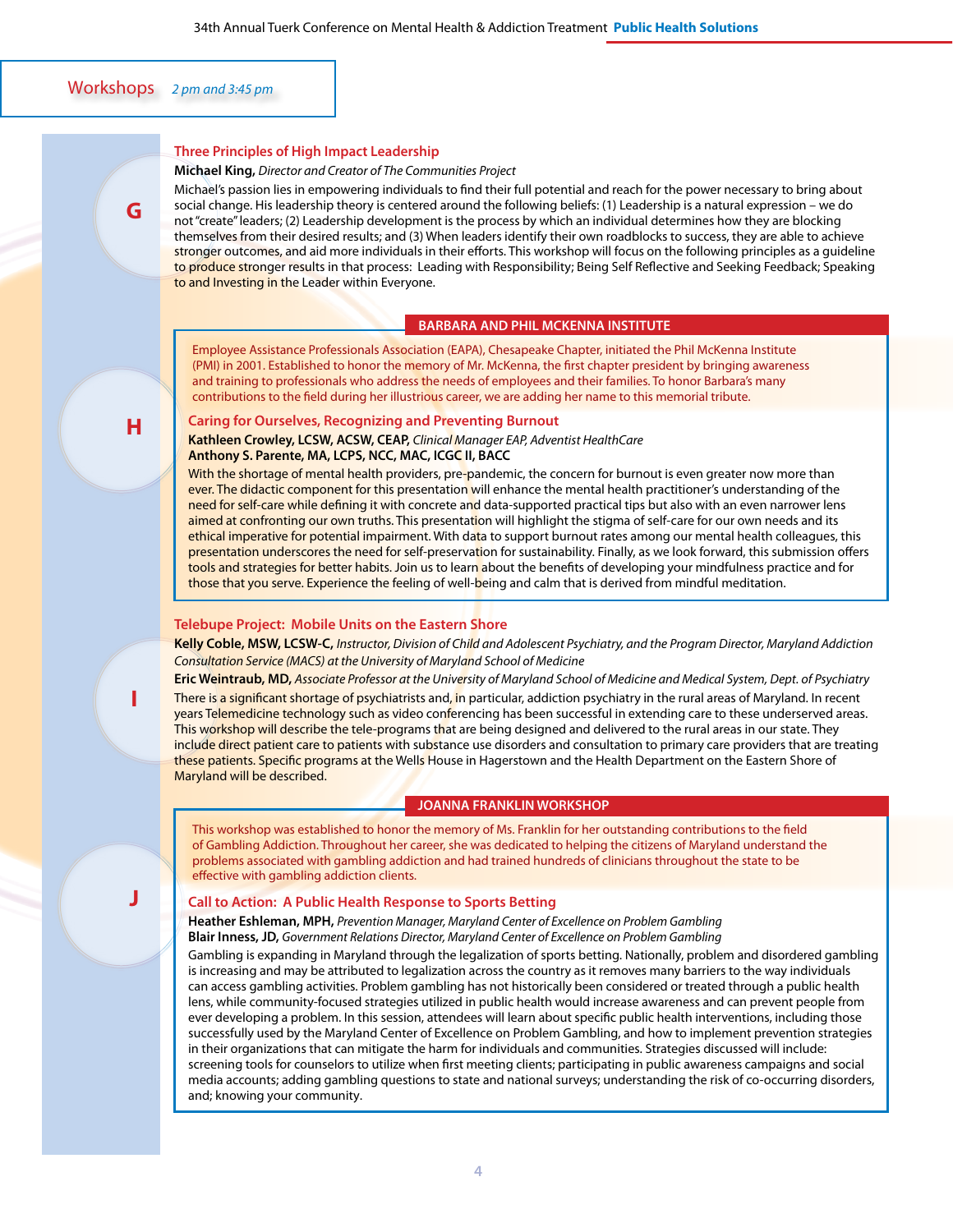## Workshops *2 pm and 3:45 pm*

### G

### Three Principles of High Impact Leadership

**Michael King,** *Director and Creator of The Communities Project*

Michael's passion lies in empowering individuals to find their full potential and reach for the power necessary to bring about social change. His leadership theory is centered around the following beliefs: (1) Leadership is a natural expression – we do not "create" leaders; (2) Leadership development is the process by which an individual determines how they are blocking themselves from their desired results; and (3) When leaders identify their own roadblocks to success, they are able to achieve stronger outcomes, and aid more individuals in their efforts. This workshop will focus on the following principles as a guideline to produce stronger results in that process: Leading with Responsibility; Being Self Reflective and Seeking Feedback; Speaking to and Investing in the Leader within Everyone.

### H

**BARBARA AND PHIL MCKENNA INSTITUTE**

Employee Assistance Professionals Association (EAPA), Chesapeake Chapter, initiated the Phil McKenna Institute (PMI) in 2001. Established to honor the memory of Mr. McKenna, the first chapter president by bringing awareness and training to professionals who address the needs of employees and their families. To honor Barbara's many contributions to the field during her illustrious career, we are adding her name to this memorial tribute.

### Caring for Ourselves, Recognizing and Preventing Burnout

**Kathleen Crowley, LCSW, ACSW, CEAP,** *Clinical Manager EAP, Adventist HealthCare*
**Anthony S. Parente, MA, LCPS, NCC, MAC, ICGC II, BACC**

With the shortage of mental health providers, pre-pandemic, the concern for burnout is even greater now more than ever. The didactic component for this presentation will enhance the mental health practitioner's understanding of the need for self-care while defining it with concrete and data-supported practical tips but also with an even narrower lens aimed at confronting our own truths. This presentation will highlight the stigma of self-care for our own needs and its ethical imperative for potential impairment. With data to support burnout rates among our mental health colleagues, this presentation underscores the need for self-preservation for sustainability. Finally, as we look forward, this submission offers tools and strategies for better habits. Join us to learn about the benefits of developing your mindfulness practice and for those that you serve. Experience the feeling of well-being and calm that is derived from mindful meditation.

### I

### Telebupe Project: Mobile Units on the Eastern Shore

**Kelly Coble, MSW, LCSW-C,** *Instructor, Division of Child and Adolescent Psychiatry, and the Program Director, Maryland Addiction Consultation Service (MACS) at the University of Maryland School of Medicine*
**Eric Weintraub, MD,** *Associate Professor at the University of Maryland School of Medicine and Medical System, Dept. of Psychiatry*

There is a significant shortage of psychiatrists and, in particular, addiction psychiatry in the rural areas of Maryland. In recent years Telemedicine technology such as video conferencing has been successful in extending care to these underserved areas. This workshop will describe the tele-programs that are being designed and delivered to the rural areas in our state. They include direct patient care to patients with substance use disorders and consultation to primary care providers that are treating these patients. Specific programs at the Wells House in Hagerstown and the Health Department on the Eastern Shore of Maryland will be described.

### J

**JOANNA FRANKLIN WORKSHOP**

This workshop was established to honor the memory of Ms. Franklin for her outstanding contributions to the field of Gambling Addiction. Throughout her career, she was dedicated to helping the citizens of Maryland understand the problems associated with gambling addiction and had trained hundreds of clinicians throughout the state to be effective with gambling addiction clients.

### Call to Action: A Public Health Response to Sports Betting

**Heather Eshleman, MPH,** *Prevention Manager, Maryland Center of Excellence on Problem Gambling*
**Blair Inness, JD,** *Government Relations Director, Maryland Center of Excellence on Problem Gambling*

Gambling is expanding in Maryland through the legalization of sports betting. Nationally, problem and disordered gambling is increasing and may be attributed to legalization across the country as it removes many barriers to the way individuals can access gambling activities. Problem gambling has not historically been considered or treated through a public health lens, while community-focused strategies utilized in public health would increase awareness and can prevent people from ever developing a problem. In this session, attendees will learn about specific public health interventions, including those successfully used by the Maryland Center of Excellence on Problem Gambling, and how to implement prevention strategies in their organizations that can mitigate the harm for individuals and communities. Strategies discussed will include: screening tools for counselors to utilize when first meeting clients; participating in public awareness campaigns and social media accounts; adding gambling questions to state and national surveys; understanding the risk of co-occurring disorders, and; knowing your community.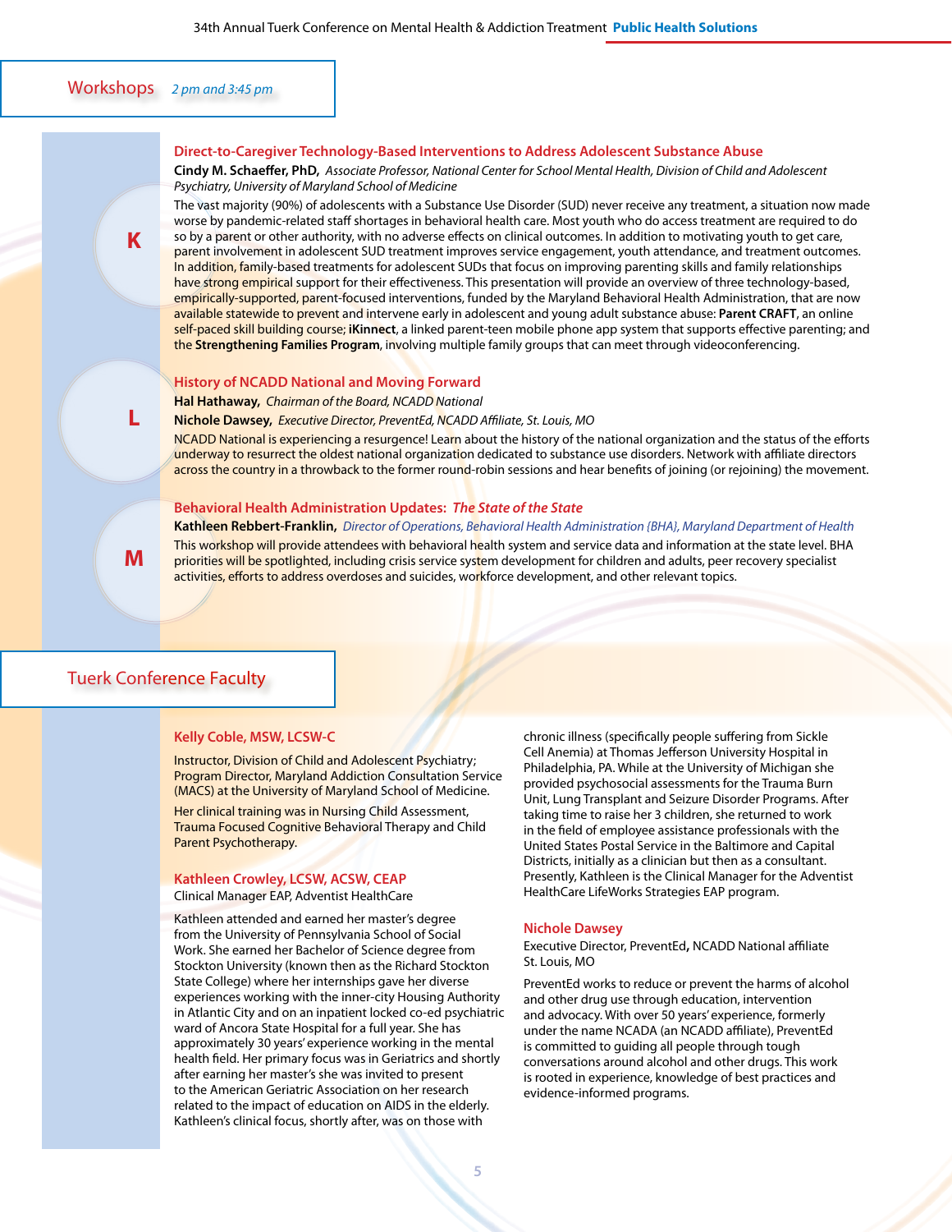## Workshops *2 pm and 3:45 pm*

### K

**Direct-to-Caregiver Technology-Based Interventions to Address Adolescent Substance Abuse**

**Cindy M. Schaeffer, PhD,** *Associate Professor, National Center for School Mental Health, Division of Child and Adolescent Psychiatry, University of Maryland School of Medicine*

The vast majority (90%) of adolescents with a Substance Use Disorder (SUD) never receive any treatment, a situation now made worse by pandemic-related staff shortages in behavioral health care. Most youth who do access treatment are required to do so by a parent or other authority, with no adverse effects on clinical outcomes. In addition to motivating youth to get care, parent involvement in adolescent SUD treatment improves service engagement, youth attendance, and treatment outcomes. In addition, family-based treatments for adolescent SUDs that focus on improving parenting skills and family relationships have strong empirical support for their effectiveness. This presentation will provide an overview of three technology-based, empirically-supported, parent-focused interventions, funded by the Maryland Behavioral Health Administration, that are now available statewide to prevent and intervene early in adolescent and young adult substance abuse: **Parent CRAFT**, an online self-paced skill building course; **iKinnect**, a linked parent-teen mobile phone app system that supports effective parenting; and the **Strengthening Families Program**, involving multiple family groups that can meet through videoconferencing.

### L

**History of NCADD National and Moving Forward**

**Hal Hathaway,** *Chairman of the Board, NCADD National*

**Nichole Dawsey,** *Executive Director, PreventEd, NCADD Affiliate, St. Louis, MO*

NCADD National is experiencing a resurgence! Learn about the history of the national organization and the status of the efforts underway to resurrect the oldest national organization dedicated to substance use disorders. Network with affiliate directors across the country in a throwback to the former round-robin sessions and hear benefits of joining (or rejoining) the movement.

### M

**Behavioral Health Administration Updates:** ***The State of the State***

**Kathleen Rebbert-Franklin,** *Director of Operations, Behavioral Health Administration {BHA}, Maryland Department of Health*

This workshop will provide attendees with behavioral health system and service data and information at the state level. BHA priorities will be spotlighted, including crisis service system development for children and adults, peer recovery specialist activities, efforts to address overdoses and suicides, workforce development, and other relevant topics.

## Tuerk Conference Faculty

### Kelly Coble, MSW, LCSW-C

Instructor, Division of Child and Adolescent Psychiatry; Program Director, Maryland Addiction Consultation Service (MACS) at the University of Maryland School of Medicine.

Her clinical training was in Nursing Child Assessment, Trauma Focused Cognitive Behavioral Therapy and Child Parent Psychotherapy.

### Kathleen Crowley, LCSW, ACSW, CEAP

Clinical Manager EAP, Adventist HealthCare

Kathleen attended and earned her master's degree from the University of Pennsylvania School of Social Work. She earned her Bachelor of Science degree from Stockton University (known then as the Richard Stockton State College) where her internships gave her diverse experiences working with the inner-city Housing Authority in Atlantic City and on an inpatient locked co-ed psychiatric ward of Ancora State Hospital for a full year. She has approximately 30 years' experience working in the mental health field. Her primary focus was in Geriatrics and shortly after earning her master's she was invited to present to the American Geriatric Association on her research related to the impact of education on AIDS in the elderly. Kathleen's clinical focus, shortly after, was on those with chronic illness (specifically people suffering from Sickle Cell Anemia) at Thomas Jefferson University Hospital in Philadelphia, PA. While at the University of Michigan she provided psychosocial assessments for the Trauma Burn Unit, Lung Transplant and Seizure Disorder Programs. After taking time to raise her 3 children, she returned to work in the field of employee assistance professionals with the United States Postal Service in the Baltimore and Capital Districts, initially as a clinician but then as a consultant. Presently, Kathleen is the Clinical Manager for the Adventist HealthCare LifeWorks Strategies EAP program.

### Nichole Dawsey

Executive Director, PreventEd**,** NCADD National affiliate St. Louis, MO

PreventEd works to reduce or prevent the harms of alcohol and other drug use through education, intervention and advocacy. With over 50 years' experience, formerly under the name NCADA (an NCADD affiliate), PreventEd is committed to guiding all people through tough conversations around alcohol and other drugs. This work is rooted in experience, knowledge of best practices and evidence-informed programs.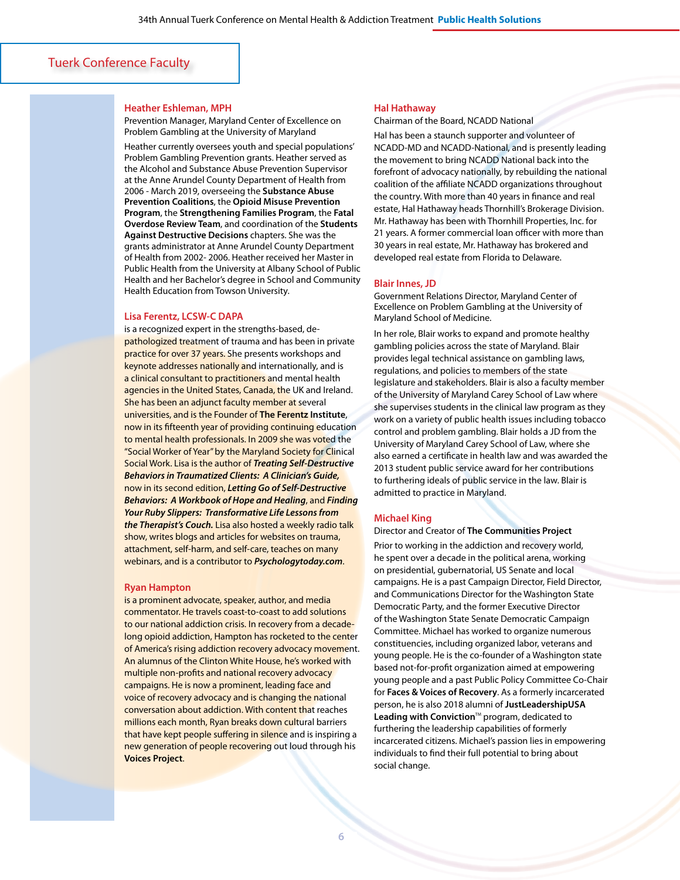## Tuerk Conference Faculty

### Heather Eshleman, MPH

Prevention Manager, Maryland Center of Excellence on Problem Gambling at the University of Maryland

Heather currently oversees youth and special populations' Problem Gambling Prevention grants. Heather served as the Alcohol and Substance Abuse Prevention Supervisor at the Anne Arundel County Department of Health from 2006 - March 2019, overseeing the **Substance Abuse Prevention Coalitions**, the **Opioid Misuse Prevention Program**, the **Strengthening Families Program**, the **Fatal Overdose Review Team**, and coordination of the **Students Against Destructive Decisions** chapters. She was the grants administrator at Anne Arundel County Department of Health from 2002- 2006. Heather received her Master in Public Health from the University at Albany School of Public Health and her Bachelor's degree in School and Community Health Education from Towson University.

### Lisa Ferentz, LCSW-C DAPA

is a recognized expert in the strengths-based, de-pathologized treatment of trauma and has been in private practice for over 37 years. She presents workshops and keynote addresses nationally and internationally, and is a clinical consultant to practitioners and mental health agencies in the United States, Canada, the UK and Ireland. She has been an adjunct faculty member at several universities, and is the Founder of **The Ferentz Institute**, now in its fifteenth year of providing continuing education to mental health professionals. In 2009 she was voted the "Social Worker of Year" by the Maryland Society for Clinical Social Work. Lisa is the author of ***Treating Self-Destructive Behaviors in Traumatized Clients: A Clinician's Guide,*** now in its second edition, ***Letting Go of Self-Destructive Behaviors: A Workbook of Hope and Healing***, and ***Finding Your Ruby Slippers: Transformative Life Lessons from the Therapist's Couch.*** Lisa also hosted a weekly radio talk show, writes blogs and articles for websites on trauma, attachment, self-harm, and self-care, teaches on many webinars, and is a contributor to ***Psychologytoday.com***.

### Ryan Hampton

is a prominent advocate, speaker, author, and media commentator. He travels coast-to-coast to add solutions to our national addiction crisis. In recovery from a decade-long opioid addiction, Hampton has rocketed to the center of America's rising addiction recovery advocacy movement. An alumnus of the Clinton White House, he's worked with multiple non-profits and national recovery advocacy campaigns. He is now a prominent, leading face and voice of recovery advocacy and is changing the national conversation about addiction. With content that reaches millions each month, Ryan breaks down cultural barriers that have kept people suffering in silence and is inspiring a new generation of people recovering out loud through his **Voices Project**.

### Hal Hathaway

Chairman of the Board, NCADD National

Hal has been a staunch supporter and volunteer of NCADD-MD and NCADD-National, and is presently leading the movement to bring NCADD National back into the forefront of advocacy nationally, by rebuilding the national coalition of the affiliate NCADD organizations throughout the country. With more than 40 years in finance and real estate, Hal Hathaway heads Thornhill's Brokerage Division. Mr. Hathaway has been with Thornhill Properties, Inc. for 21 years. A former commercial loan officer with more than 30 years in real estate, Mr. Hathaway has brokered and developed real estate from Florida to Delaware.

### Blair Innes, JD

Government Relations Director, Maryland Center of Excellence on Problem Gambling at the University of Maryland School of Medicine.

In her role, Blair works to expand and promote healthy gambling policies across the state of Maryland. Blair provides legal technical assistance on gambling laws, regulations, and policies to members of the state legislature and stakeholders. Blair is also a faculty member of the University of Maryland Carey School of Law where she supervises students in the clinical law program as they work on a variety of public health issues including tobacco control and problem gambling. Blair holds a JD from the University of Maryland Carey School of Law, where she also earned a certificate in health law and was awarded the 2013 student public service award for her contributions to furthering ideals of public service in the law. Blair is admitted to practice in Maryland.

### Michael King

Director and Creator of **The Communities Project**

Prior to working in the addiction and recovery world, he spent over a decade in the political arena, working on presidential, gubernatorial, US Senate and local campaigns. He is a past Campaign Director, Field Director, and Communications Director for the Washington State Democratic Party, and the former Executive Director of the Washington State Senate Democratic Campaign Committee. Michael has worked to organize numerous constituencies, including organized labor, veterans and young people. He is the co-founder of a Washington state based not-for-profit organization aimed at empowering young people and a past Public Policy Committee Co-Chair for **Faces & Voices of Recovery**. As a formerly incarcerated person, he is also 2018 alumni of **JustLeadershipUSA Leading with Conviction**™ program, dedicated to furthering the leadership capabilities of formerly incarcerated citizens. Michael's passion lies in empowering individuals to find their full potential to bring about social change.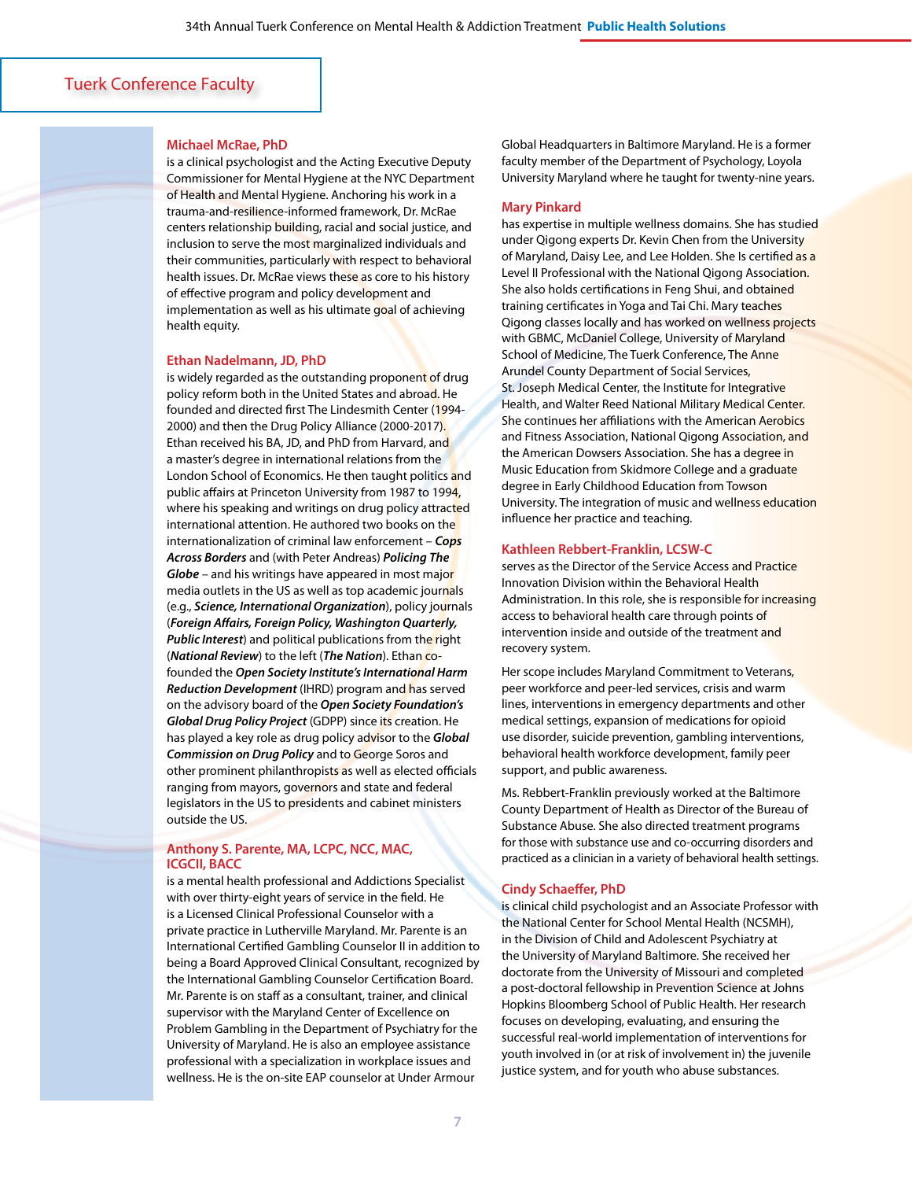## Tuerk Conference Faculty

### Michael McRae, PhD

is a clinical psychologist and the Acting Executive Deputy Commissioner for Mental Hygiene at the NYC Department of Health and Mental Hygiene. Anchoring his work in a trauma-and-resilience-informed framework, Dr. McRae centers relationship building, racial and social justice, and inclusion to serve the most marginalized individuals and their communities, particularly with respect to behavioral health issues. Dr. McRae views these as core to his history of effective program and policy development and implementation as well as his ultimate goal of achieving health equity.

### Ethan Nadelmann, JD, PhD

is widely regarded as the outstanding proponent of drug policy reform both in the United States and abroad. He founded and directed first The Lindesmith Center (1994-2000) and then the Drug Policy Alliance (2000-2017). Ethan received his BA, JD, and PhD from Harvard, and a master's degree in international relations from the London School of Economics. He then taught politics and public affairs at Princeton University from 1987 to 1994, where his speaking and writings on drug policy attracted international attention. He authored two books on the internationalization of criminal law enforcement – ***Cops Across Borders*** and (with Peter Andreas) ***Policing The Globe*** – and his writings have appeared in most major media outlets in the US as well as top academic journals (e.g., ***Science, International Organization***), policy journals (***Foreign Affairs, Foreign Policy, Washington Quarterly, Public Interest***) and political publications from the right (***National Review***) to the left (***The Nation***). Ethan co-founded the ***Open Society Institute's International Harm Reduction Development*** (IHRD) program and has served on the advisory board of the ***Open Society Foundation's Global Drug Policy Project*** (GDPP) since its creation. He has played a key role as drug policy advisor to the ***Global Commission on Drug Policy*** and to George Soros and other prominent philanthropists as well as elected officials ranging from mayors, governors and state and federal legislators in the US to presidents and cabinet ministers outside the US.

### Anthony S. Parente, MA, LCPC, NCC, MAC, ICGCII, BACC

is a mental health professional and Addictions Specialist with over thirty-eight years of service in the field. He is a Licensed Clinical Professional Counselor with a private practice in Lutherville Maryland. Mr. Parente is an International Certified Gambling Counselor II in addition to being a Board Approved Clinical Consultant, recognized by the International Gambling Counselor Certification Board. Mr. Parente is on staff as a consultant, trainer, and clinical supervisor with the Maryland Center of Excellence on Problem Gambling in the Department of Psychiatry for the University of Maryland. He is also an employee assistance professional with a specialization in workplace issues and wellness. He is the on-site EAP counselor at Under Armour Global Headquarters in Baltimore Maryland. He is a former faculty member of the Department of Psychology, Loyola University Maryland where he taught for twenty-nine years.

### Mary Pinkard

has expertise in multiple wellness domains. She has studied under Qigong experts Dr. Kevin Chen from the University of Maryland, Daisy Lee, and Lee Holden. She is certified as a Level II Professional with the National Qigong Association. She also holds certifications in Feng Shui, and obtained training certificates in Yoga and Tai Chi. Mary teaches Qigong classes locally and has worked on wellness projects with GBMC, McDaniel College, University of Maryland School of Medicine, The Tuerk Conference, The Anne Arundel County Department of Social Services, St. Joseph Medical Center, the Institute for Integrative Health, and Walter Reed National Military Medical Center. She continues her affiliations with the American Aerobics and Fitness Association, National Qigong Association, and the American Dowsers Association. She has a degree in Music Education from Skidmore College and a graduate degree in Early Childhood Education from Towson University. The integration of music and wellness education influence her practice and teaching.

### Kathleen Rebbert-Franklin, LCSW-C

serves as the Director of the Service Access and Practice Innovation Division within the Behavioral Health Administration. In this role, she is responsible for increasing access to behavioral health care through points of intervention inside and outside of the treatment and recovery system.

Her scope includes Maryland Commitment to Veterans, peer workforce and peer-led services, crisis and warm lines, interventions in emergency departments and other medical settings, expansion of medications for opioid use disorder, suicide prevention, gambling interventions, behavioral health workforce development, family peer support, and public awareness.

Ms. Rebbert-Franklin previously worked at the Baltimore County Department of Health as Director of the Bureau of Substance Abuse. She also directed treatment programs for those with substance use and co-occurring disorders and practiced as a clinician in a variety of behavioral health settings.

### Cindy Schaeffer, PhD

is clinical child psychologist and an Associate Professor with the National Center for School Mental Health (NCSMH), in the Division of Child and Adolescent Psychiatry at the University of Maryland Baltimore. She received her doctorate from the University of Missouri and completed a post-doctoral fellowship in Prevention Science at Johns Hopkins Bloomberg School of Public Health. Her research focuses on developing, evaluating, and ensuring the successful real-world implementation of interventions for youth involved in (or at risk of involvement in) the juvenile justice system, and for youth who abuse substances.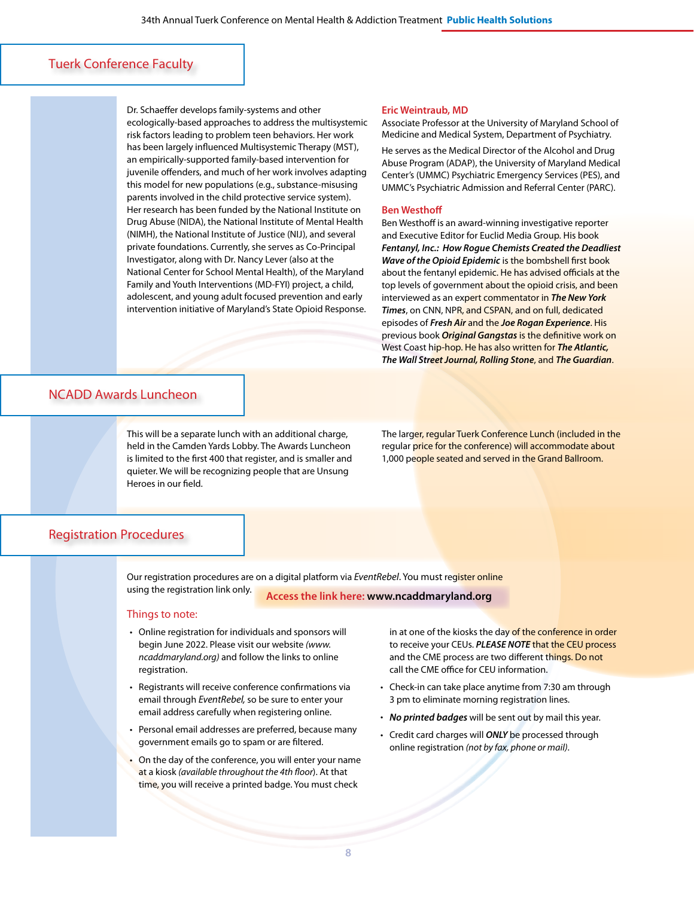## Tuerk Conference Faculty

Dr. Schaeffer develops family-systems and other ecologically-based approaches to address the multisystemic risk factors leading to problem teen behaviors. Her work has been largely influenced Multisystemic Therapy (MST), an empirically-supported family-based intervention for juvenile offenders, and much of her work involves adapting this model for new populations (e.g., substance-misusing parents involved in the child protective service system). Her research has been funded by the National Institute on Drug Abuse (NIDA), the National Institute of Mental Health (NIMH), the National Institute of Justice (NIJ), and several private foundations. Currently, she serves as Co-Principal Investigator, along with Dr. Nancy Lever (also at the National Center for School Mental Health), of the Maryland Family and Youth Interventions (MD-FYI) project, a child, adolescent, and young adult focused prevention and early intervention initiative of Maryland's State Opioid Response.

### Eric Weintraub, MD

Associate Professor at the University of Maryland School of Medicine and Medical System, Department of Psychiatry.

He serves as the Medical Director of the Alcohol and Drug Abuse Program (ADAP), the University of Maryland Medical Center's (UMMC) Psychiatric Emergency Services (PES), and UMMC's Psychiatric Admission and Referral Center (PARC).

### Ben Westhoff

Ben Westhoff is an award-winning investigative reporter and Executive Editor for Euclid Media Group. His book ***Fentanyl, Inc.: How Rogue Chemists Created the Deadliest Wave of the Opioid Epidemic*** is the bombshell first book about the fentanyl epidemic. He has advised officials at the top levels of government about the opioid crisis, and been interviewed as an expert commentator in ***The New York Times***, on CNN, NPR, and CSPAN, and on full, dedicated episodes of ***Fresh Air*** and the ***Joe Rogan Experience***. His previous book ***Original Gangstas*** is the definitive work on West Coast hip-hop. He has also written for ***The Atlantic, The Wall Street Journal, Rolling Stone***, and ***The Guardian***.

## NCADD Awards Luncheon

This will be a separate lunch with an additional charge, held in the Camden Yards Lobby. The Awards Luncheon is limited to the first 400 that register, and is smaller and quieter. We will be recognizing people that are Unsung Heroes in our field.

The larger, regular Tuerk Conference Lunch (included in the regular price for the conference) will accommodate about 1,000 people seated and served in the Grand Ballroom.

## Registration Procedures

Our registration procedures are on a digital platform via *EventRebel*. You must register online using the registration link only. **Access the link here: www.ncaddmaryland.org**

### Things to note:

- Online registration for individuals and sponsors will begin June 2022. Please visit our website *(www.ncaddmaryland.org)* and follow the links to online registration.
- Registrants will receive conference confirmations via email through *EventRebel*, so be sure to enter your email address carefully when registering online.
- Personal email addresses are preferred, because many government emails go to spam or are filtered.
- On the day of the conference, you will enter your name at a kiosk *(available throughout the 4th floor)*. At that time, you will receive a printed badge. You must check in at one of the kiosks the day of the conference in order to receive your CEUs. ***PLEASE NOTE*** that the CEU process and the CME process are two different things. Do not call the CME office for CEU information.
- Check-in can take place anytime from 7:30 am through 3 pm to eliminate morning registration lines.
- ***No printed badges*** will be sent out by mail this year.
- Credit card charges will ***ONLY*** be processed through online registration *(not by fax, phone or mail)*.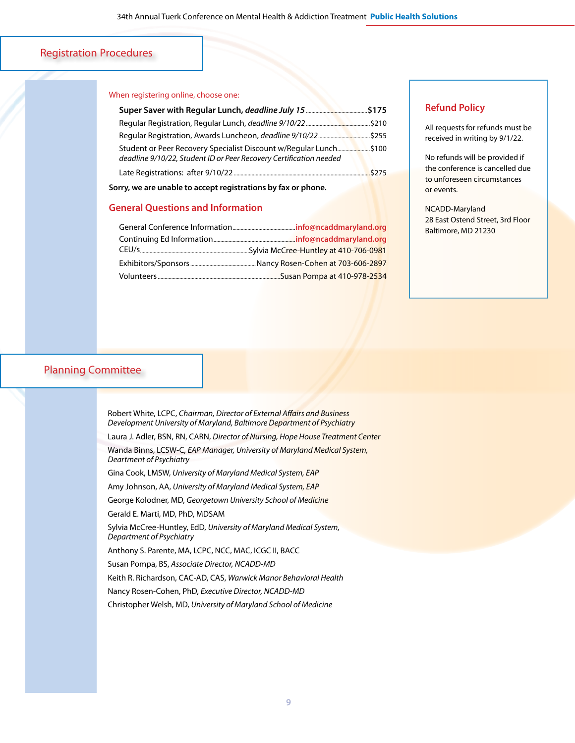## Registration Procedures

When registering online, choose one:

- **Super Saver with Regular Lunch, *deadline July 15*** .................... **$175**
- Regular Registration, Regular Lunch, *deadline 9/10/22* .................... $210
- Regular Registration, Awards Luncheon, *deadline 9/10/22* .................... $255
- Student or Peer Recovery Specialist Discount w/Regular Lunch .................... $100
  *deadline 9/10/22, Student ID or Peer Recovery Certification needed*
- Late Registrations: after 9/10/22 .................... $275

**Sorry, we are unable to accept registrations by fax or phone.**

## General Questions and Information

- General Conference Information .................... **info@ncaddmaryland.org**
- Continuing Ed Information .................... **info@ncaddmaryland.org**
- CEU/s .................... Sylvia McCree-Huntley at 410-706-0981
- Exhibitors/Sponsors .................... Nancy Rosen-Cohen at 703-606-2897
- Volunteers .................... Susan Pompa at 410-978-2534

## Refund Policy

All requests for refunds must be received in writing by 9/1/22.

No refunds will be provided if the conference is cancelled due to unforeseen circumstances or events.

NCADD-Maryland
28 East Ostend Street, 3rd Floor
Baltimore, MD 21230

## Planning Committee

Robert White, LCPC, *Chairman, Director of External Affairs and Business Development University of Maryland, Baltimore Department of Psychiatry*

Laura J. Adler, BSN, RN, CARN, *Director of Nursing, Hope House Treatment Center*

Wanda Binns, LCSW-C, *EAP Manager, University of Maryland Medical System, Deartment of Psychiatry*

Gina Cook, LMSW, *University of Maryland Medical System, EAP*

Amy Johnson, AA, *University of Maryland Medical System, EAP*

George Kolodner, MD, *Georgetown University School of Medicine*

Gerald E. Marti, MD, PhD, MDSAM

Sylvia McCree-Huntley, EdD, *University of Maryland Medical System, Department of Psychiatry*

Anthony S. Parente, MA, LCPC, NCC, MAC, ICGC II, BACC

Susan Pompa, BS, *Associate Director, NCADD-MD*

Keith R. Richardson, CAC-AD, CAS, *Warwick Manor Behavioral Health*

Nancy Rosen-Cohen, PhD, *Executive Director, NCADD-MD*

Christopher Welsh, MD, *University of Maryland School of Medicine*